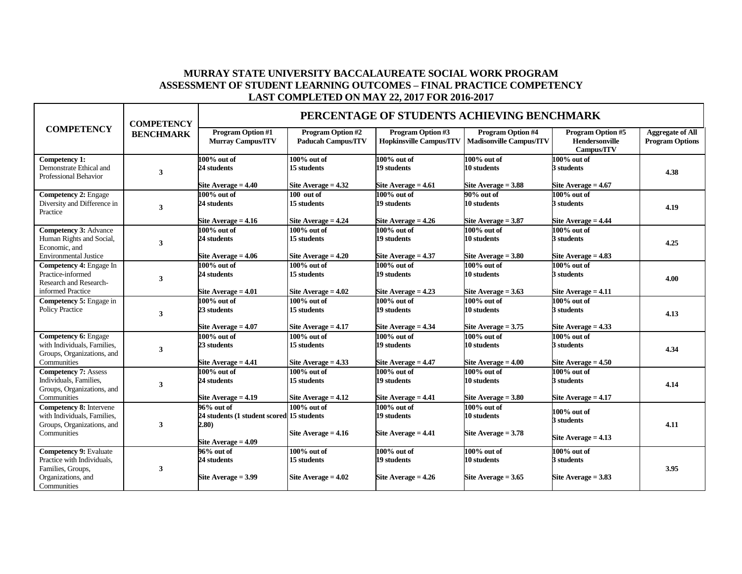# MURRAY STATE UNIVERSITY BACCALAUREATE SOCIAL WORK PROGRAM
## ASSESSMENT OF STUDENT LEARNING OUTCOMES – FINAL PRACTICE COMPETENCY
### LAST COMPLETED ON MAY 22, 2017 FOR 2016-2017

| COMPETENCY | COMPETENCY BENCHMARK | PERCENTAGE OF STUDENTS ACHIEVING BENCHMARK | | | | | |
|---|---|---|---|---|---|---|---|
| | | **Program Option #1 Murray Campus/ITV** | **Program Option #2 Paducah Campus/ITV** | **Program Option #3 Hopkinsville Campus/ITV** | **Program Option #4 Madisonville Campus/ITV** | **Program Option #5 Hendersonville Campus/ITV** | **Aggregate of All Program Options** |
| **Competency 1:** Demonstrate Ethical and Professional Behavior | 3 | **100% out of 24 students Site Average = 4.40** | **100% out of 15 students Site Average = 4.32** | **100% out of 19 students Site Average = 4.61** | **100% out of 10 students Site Average = 3.88** | **100% out of 3 students Site Average = 4.67** | **4.38** |
| **Competency 2:** Engage Diversity and Difference in Practice | 3 | **100% out of 24 students Site Average = 4.16** | **100 out of 15 students Site Average = 4.24** | **100% out of 19 students Site Average = 4.26** | **90% out of 10 students Site Average = 3.87** | **100% out of 3 students Site Average = 4.44** | **4.19** |
| **Competency 3:** Advance Human Rights and Social, Economic, and Environmental Justice | 3 | **100% out of 24 students Site Average = 4.06** | **100% out of 15 students Site Average = 4.20** | **100% out of 19 students Site Average = 4.37** | **100% out of 10 students Site Average = 3.80** | **100% out of 3 students Site Average = 4.83** | **4.25** |
| **Competency 4:** Engage In Practice-informed Research and Research-informed Practice | 3 | **100% out of 24 students Site Average = 4.01** | **100% out of 15 students Site Average = 4.02** | **100% out of 19 students Site Average = 4.23** | **100% out of 10 students Site Average = 3.63** | **100% out of 3 students Site Average = 4.11** | **4.00** |
| **Competency 5:** Engage in Policy Practice | 3 | **100% out of 23 students Site Average = 4.07** | **100% out of 15 students Site Average = 4.17** | **100% out of 19 students Site Average = 4.34** | **100% out of 10 students Site Average = 3.75** | **100% out of 3 students Site Average = 4.33** | **4.13** |
| **Competency 6:** Engage with Individuals, Families, Groups, Organizations, and Communities | 3 | **100% out of 23 students Site Average = 4.41** | **100% out of 15 students Site Average = 4.33** | **100% out of 19 students Site Average = 4.47** | **100% out of 10 students Site Average = 4.00** | **100% out of 3 students Site Average = 4.50** | **4.34** |
| **Competency 7:** Assess Individuals, Families, Groups, Organizations, and Communities | 3 | **100% out of 24 students Site Average = 4.19** | **100% out of 15 students Site Average = 4.12** | **100% out of 19 students Site Average = 4.41** | **100% out of 10 students Site Average = 3.80** | **100% out of 3 students Site Average = 4.17** | **4.14** |
| **Competency 8:** Intervene with Individuals, Families, Groups, Organizations, and Communities | 3 | **96% out of 24 students (1 student scored 2.80) Site Average = 4.09** | **100% out of 15 students Site Average = 4.16** | **100% out of 19 students Site Average = 4.41** | **100% out of 10 students Site Average = 3.78** | **100% out of 3 students Site Average = 4.13** | **4.11** |
| **Competency 9:** Evaluate Practice with Individuals, Families, Groups, Organizations, and Communities | 3 | **96% out of 24 students Site Average = 3.99** | **100% out of 15 students Site Average = 4.02** | **100% out of 19 students Site Average = 4.26** | **100% out of 10 students Site Average = 3.65** | **100% out of 3 students Site Average = 3.83** | **3.95** |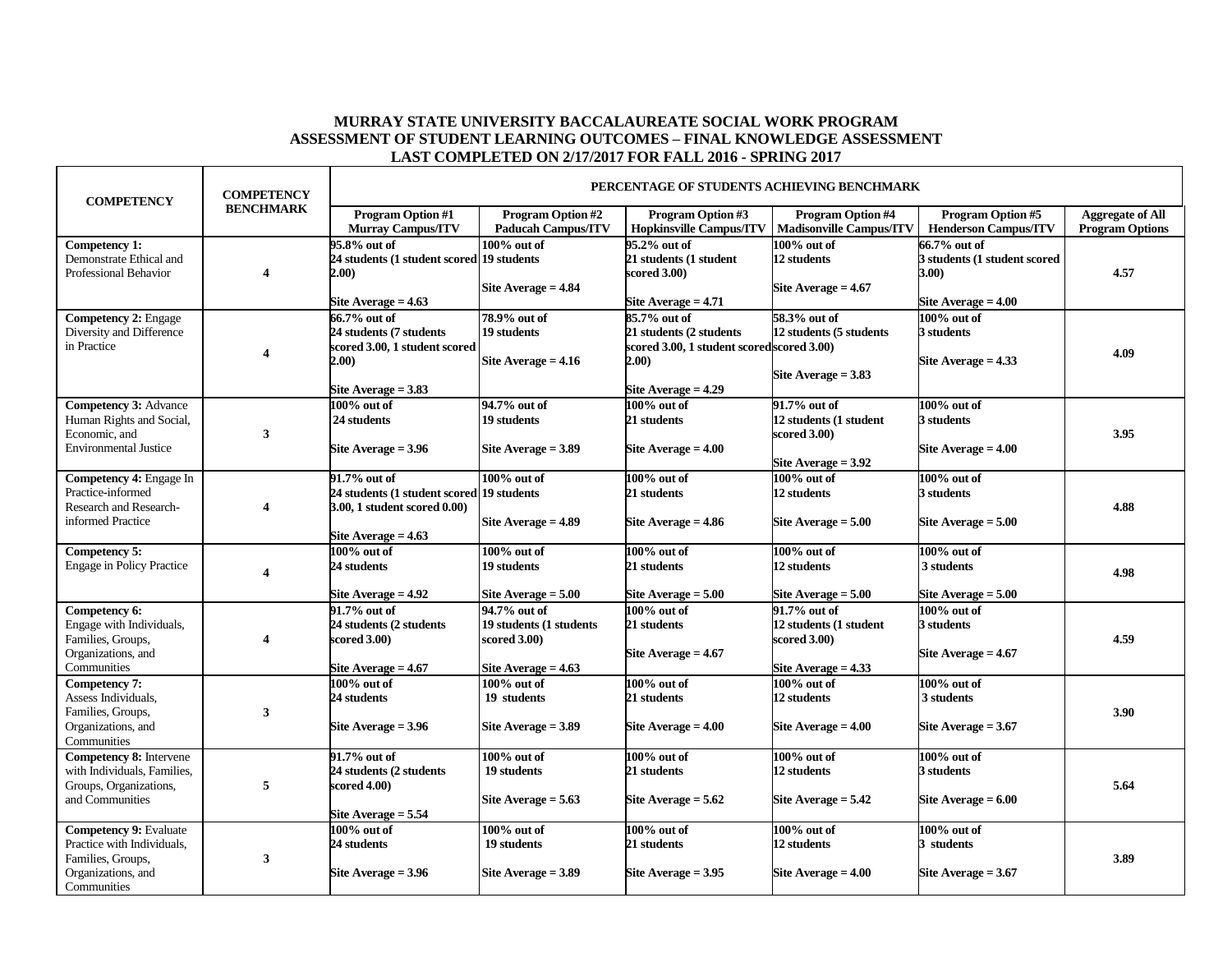# MURRAY STATE UNIVERSITY BACCALAUREATE SOCIAL WORK PROGRAM
## ASSESSMENT OF STUDENT LEARNING OUTCOMES – FINAL KNOWLEDGE ASSESSMENT
### LAST COMPLETED ON 2/17/2017 FOR FALL 2016 - SPRING 2017

| COMPETENCY | COMPETENCY BENCHMARK | PERCENTAGE OF STUDENTS ACHIEVING BENCHMARK | | | | | |
|---|---|---|---|---|---|---|---|
| | | **Program Option #1 Murray Campus/ITV** | **Program Option #2 Paducah Campus/ITV** | **Program Option #3 Hopkinsville Campus/ITV** | **Program Option #4 Madisonville Campus/ITV** | **Program Option #5 Henderson Campus/ITV** | **Aggregate of All Program Options** |
| **Competency 1:** Demonstrate Ethical and Professional Behavior | **4** | **95.8% out of 24 students (1 student scored 2.00) Site Average = 4.63** | **100% out of 19 students Site Average = 4.84** | **95.2% out of 21 students (1 student scored 3.00) Site Average = 4.71** | **100% out of 12 students Site Average = 4.67** | **66.7% out of 3 students (1 student scored 3.00) Site Average = 4.00** | **4.57** |
| **Competency 2:** Engage Diversity and Difference in Practice | **4** | **66.7% out of 24 students (7 students scored 3.00, 1 student scored 2.00) Site Average = 3.83** | **78.9% out of 19 students Site Average = 4.16** | **85.7% out of 21 students (2 students scored 3.00, 1 student scored 2.00) Site Average = 4.29** | **58.3% out of 12 students (5 students scored 3.00) Site Average = 3.83** | **100% out of 3 students Site Average = 4.33** | **4.09** |
| **Competency 3:** Advance Human Rights and Social, Economic, and Environmental Justice | **3** | **100% out of 24 students Site Average = 3.96** | **94.7% out of 19 students Site Average = 3.89** | **100% out of 21 students Site Average = 4.00** | **91.7% out of 12 students (1 student scored 3.00) Site Average = 3.92** | **100% out of 3 students Site Average = 4.00** | **3.95** |
| **Competency 4:** Engage In Practice-informed Research and Research-informed Practice | **4** | **91.7% out of 24 students (1 student scored 3.00, 1 student scored 0.00) Site Average = 4.63** | **100% out of 19 students Site Average = 4.89** | **100% out of 21 students Site Average = 4.86** | **100% out of 12 students Site Average = 5.00** | **100% out of 3 students Site Average = 5.00** | **4.88** |
| **Competency 5:** Engage in Policy Practice | **4** | **100% out of 24 students Site Average = 4.92** | **100% out of 19 students Site Average = 5.00** | **100% out of 21 students Site Average = 5.00** | **100% out of 12 students Site Average = 5.00** | **100% out of 3 students Site Average = 5.00** | **4.98** |
| **Competency 6:** Engage with Individuals, Families, Groups, Organizations, and Communities | **4** | **91.7% out of 24 students (2 students scored 3.00) Site Average = 4.67** | **94.7% out of 19 students (1 students scored 3.00) Site Average = 4.63** | **100% out of 21 students Site Average = 4.67** | **91.7% out of 12 students (1 student scored 3.00) Site Average = 4.33** | **100% out of 3 students Site Average = 4.67** | **4.59** |
| **Competency 7:** Assess Individuals, Families, Groups, Organizations, and Communities | **3** | **100% out of 24 students Site Average = 3.96** | **100% out of 19 students Site Average = 3.89** | **100% out of 21 students Site Average = 4.00** | **100% out of 12 students Site Average = 4.00** | **100% out of 3 students Site Average = 3.67** | **3.90** |
| **Competency 8:** Intervene with Individuals, Families, Groups, Organizations, and Communities | **5** | **91.7% out of 24 students (2 students scored 4.00) Site Average = 5.54** | **100% out of 19 students Site Average = 5.63** | **100% out of 21 students Site Average = 5.62** | **100% out of 12 students Site Average = 5.42** | **100% out of 3 students Site Average = 6.00** | **5.64** |
| **Competency 9:** Evaluate Practice with Individuals, Families, Groups, Organizations, and Communities | **3** | **100% out of 24 students Site Average = 3.96** | **100% out of 19 students Site Average = 3.89** | **100% out of 21 students Site Average = 3.95** | **100% out of 12 students Site Average = 4.00** | **100% out of 3 students Site Average = 3.67** | **3.89** |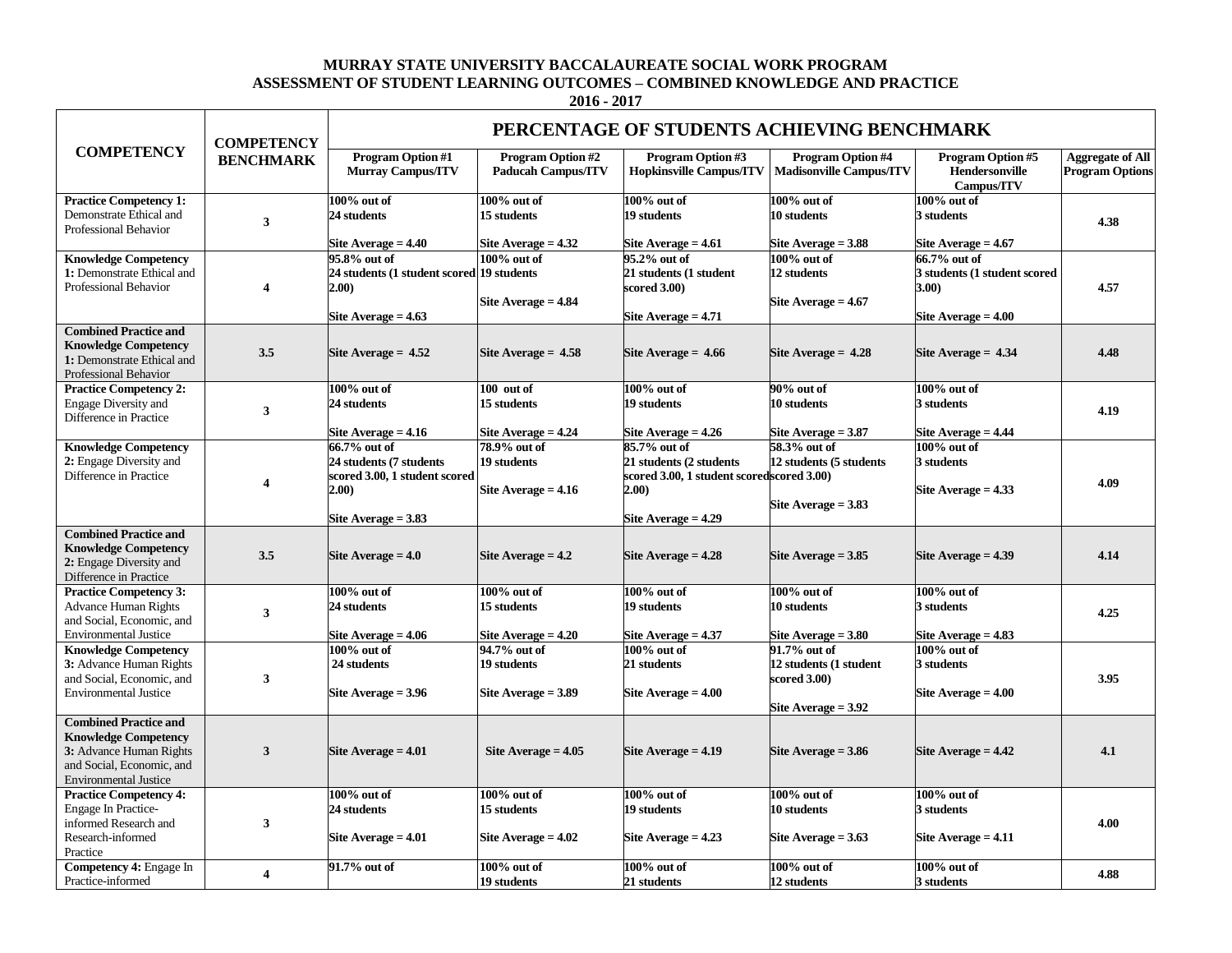**MURRAY STATE UNIVERSITY BACCALAUREATE SOCIAL WORK PROGRAM**
**ASSESSMENT OF STUDENT LEARNING OUTCOMES – COMBINED KNOWLEDGE AND PRACTICE**
**2016 - 2017**

| COMPETENCY | COMPETENCY BENCHMARK | PERCENTAGE OF STUDENTS ACHIEVING BENCHMARK | | | | | |
|---|---|---|---|---|---|---|---|
| | | Program Option #1 Murray Campus/ITV | Program Option #2 Paducah Campus/ITV | Program Option #3 Hopkinsville Campus/ITV | Program Option #4 Madisonville Campus/ITV | Program Option #5 Hendersonville Campus/ITV | Aggregate of All Program Options |
| **Practice Competency 1:** Demonstrate Ethical and Professional Behavior | 3 | 100% out of 24 students<br>Site Average = 4.40 | 100% out of 15 students<br>Site Average = 4.32 | 100% out of 19 students<br>Site Average = 4.61 | 100% out of 10 students<br>Site Average = 3.88 | 100% out of 3 students<br>Site Average = 4.67 | 4.38 |
| **Knowledge Competency 1:** Demonstrate Ethical and Professional Behavior | 4 | 95.8% out of 24 students (1 student scored 2.00)<br>Site Average = 4.63 | 100% out of 19 students<br>Site Average = 4.84 | 95.2% out of 21 students (1 student scored 3.00)<br>Site Average = 4.71 | 100% out of 12 students<br>Site Average = 4.67 | 66.7% out of 3 students (1 student scored 3.00)<br>Site Average = 4.00 | 4.57 |
| **Combined Practice and Knowledge Competency 1:** Demonstrate Ethical and Professional Behavior | 3.5 | Site Average = 4.52 | Site Average = 4.58 | Site Average = 4.66 | Site Average = 4.28 | Site Average = 4.34 | 4.48 |
| **Practice Competency 2:** Engage Diversity and Difference in Practice | 3 | 100% out of 24 students<br>Site Average = 4.16 | 100 out of 15 students<br>Site Average = 4.24 | 100% out of 19 students<br>Site Average = 4.26 | 90% out of 10 students<br>Site Average = 3.87 | 100% out of 3 students<br>Site Average = 4.44 | 4.19 |
| **Knowledge Competency 2:** Engage Diversity and Difference in Practice | 4 | 66.7% out of 24 students (7 students scored 3.00, 1 student scored 2.00)<br>Site Average = 3.83 | 78.9% out of 19 students<br>Site Average = 4.16 | 85.7% out of 21 students (2 students scored 3.00, 1 student scored 2.00)<br>Site Average = 4.29 | 58.3% out of 12 students (5 students scored 3.00)<br>Site Average = 3.83 | 100% out of 3 students<br>Site Average = 4.33 | 4.09 |
| **Combined Practice and Knowledge Competency 2:** Engage Diversity and Difference in Practice | 3.5 | Site Average = 4.0 | Site Average = 4.2 | Site Average = 4.28 | Site Average = 3.85 | Site Average = 4.39 | 4.14 |
| **Practice Competency 3:** Advance Human Rights and Social, Economic, and Environmental Justice | 3 | 100% out of 24 students<br>Site Average = 4.06 | 100% out of 15 students<br>Site Average = 4.20 | 100% out of 19 students<br>Site Average = 4.37 | 100% out of 10 students<br>Site Average = 3.80 | 100% out of 3 students<br>Site Average = 4.83 | 4.25 |
| **Knowledge Competency 3:** Advance Human Rights and Social, Economic, and Environmental Justice | 3 | 100% out of 24 students<br>Site Average = 3.96 | 94.7% out of 19 students<br>Site Average = 3.89 | 100% out of 21 students<br>Site Average = 4.00 | 91.7% out of 12 students (1 student scored 3.00)<br>Site Average = 3.92 | 100% out of 3 students<br>Site Average = 4.00 | 3.95 |
| **Combined Practice and Knowledge Competency 3:** Advance Human Rights and Social, Economic, and Environmental Justice | 3 | Site Average = 4.01 | Site Average = 4.05 | Site Average = 4.19 | Site Average = 3.86 | Site Average = 4.42 | 4.1 |
| **Practice Competency 4:** Engage In Practice-informed Research and Research-informed Practice | 3 | 100% out of 24 students<br>Site Average = 4.01 | 100% out of 15 students<br>Site Average = 4.02 | 100% out of 19 students<br>Site Average = 4.23 | 100% out of 10 students<br>Site Average = 3.63 | 100% out of 3 students<br>Site Average = 4.11 | 4.00 |
| **Competency 4:** Engage In Practice-informed | 4 | 91.7% out of | 100% out of 19 students | 100% out of 21 students | 100% out of 12 students | 100% out of 3 students | 4.88 |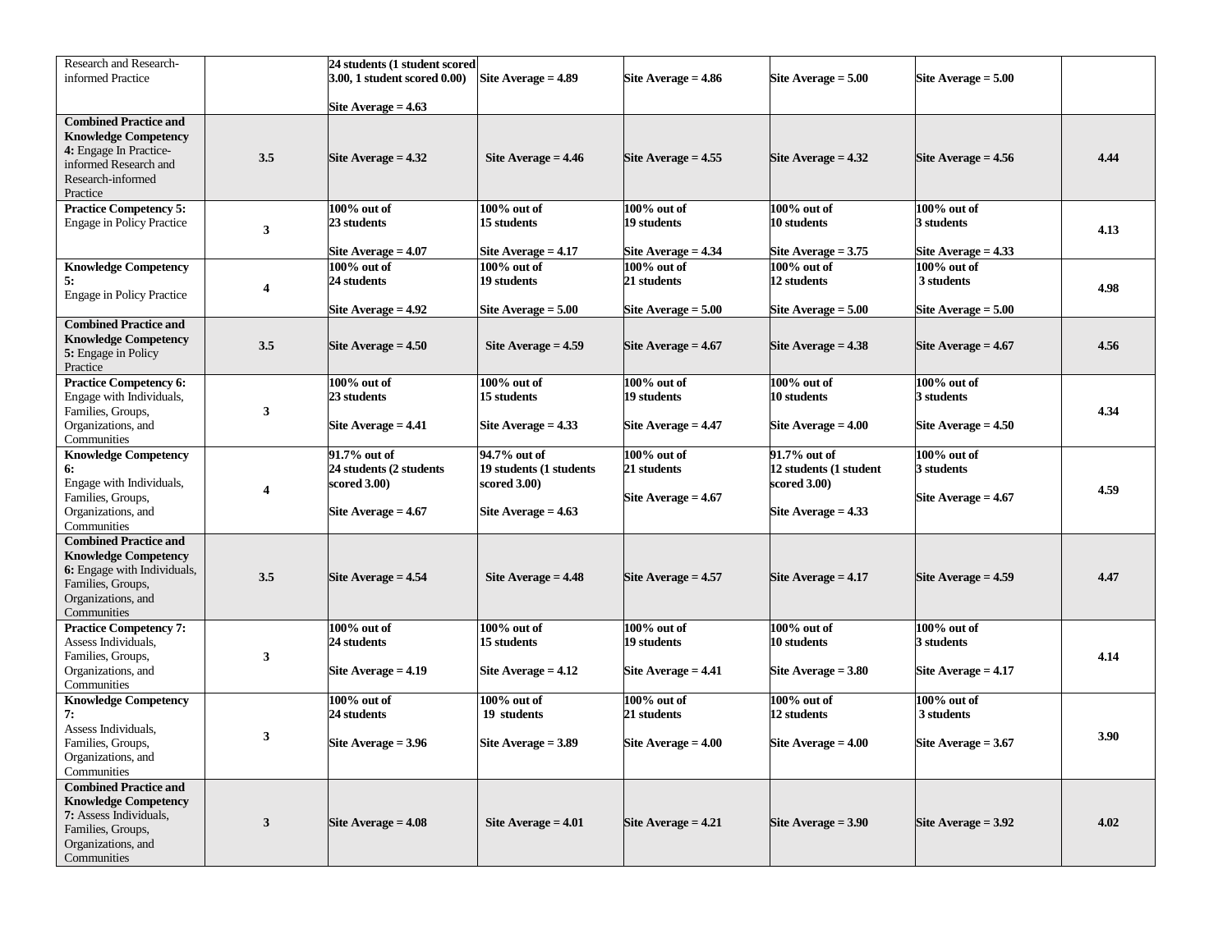| | | | | | | | |
|---|---|---|---|---|---|---|---|
| Research and Research-informed Practice | | **24 students (1 student scored 3.00, 1 student scored 0.00)**<br><br>**Site Average = 4.63** | **Site Average = 4.89** | **Site Average = 4.86** | **Site Average = 5.00** | **Site Average = 5.00** | |
| **Combined Practice and Knowledge Competency 4:** Engage In Practice-informed Research and Research-informed Practice | **3.5** | **Site Average = 4.32** | **Site Average = 4.46** | **Site Average = 4.55** | **Site Average = 4.32** | **Site Average = 4.56** | **4.44** |
| **Practice Competency 5:** Engage in Policy Practice | **3** | **100% out of 23 students**<br><br>**Site Average = 4.07** | **100% out of 15 students**<br><br>**Site Average = 4.17** | **100% out of 19 students**<br><br>**Site Average = 4.34** | **100% out of 10 students**<br><br>**Site Average = 3.75** | **100% out of 3 students**<br><br>**Site Average = 4.33** | **4.13** |
| **Knowledge Competency 5:** Engage in Policy Practice | **4** | **100% out of 24 students**<br><br>**Site Average = 4.92** | **100% out of 19 students**<br><br>**Site Average = 5.00** | **100% out of 21 students**<br><br>**Site Average = 5.00** | **100% out of 12 students**<br><br>**Site Average = 5.00** | **100% out of 3 students**<br><br>**Site Average = 5.00** | **4.98** |
| **Combined Practice and Knowledge Competency 5:** Engage in Policy Practice | **3.5** | **Site Average = 4.50** | **Site Average = 4.59** | **Site Average = 4.67** | **Site Average = 4.38** | **Site Average = 4.67** | **4.56** |
| **Practice Competency 6:** Engage with Individuals, Families, Groups, Organizations, and Communities | **3** | **100% out of 23 students**<br><br>**Site Average = 4.41** | **100% out of 15 students**<br><br>**Site Average = 4.33** | **100% out of 19 students**<br><br>**Site Average = 4.47** | **100% out of 10 students**<br><br>**Site Average = 4.00** | **100% out of 3 students**<br><br>**Site Average = 4.50** | **4.34** |
| **Knowledge Competency 6:** Engage with Individuals, Families, Groups, Organizations, and Communities | **4** | **91.7% out of 24 students (2 students scored 3.00)**<br><br>**Site Average = 4.67** | **94.7% out of 19 students (1 students scored 3.00)**<br><br>**Site Average = 4.63** | **100% out of 21 students**<br><br>**Site Average = 4.67** | **91.7% out of 12 students (1 student scored 3.00)**<br><br>**Site Average = 4.33** | **100% out of 3 students**<br><br>**Site Average = 4.67** | **4.59** |
| **Combined Practice and Knowledge Competency 6:** Engage with Individuals, Families, Groups, Organizations, and Communities | **3.5** | **Site Average = 4.54** | **Site Average = 4.48** | **Site Average = 4.57** | **Site Average = 4.17** | **Site Average = 4.59** | **4.47** |
| **Practice Competency 7:** Assess Individuals, Families, Groups, Organizations, and Communities | **3** | **100% out of 24 students**<br><br>**Site Average = 4.19** | **100% out of 15 students**<br><br>**Site Average = 4.12** | **100% out of 19 students**<br><br>**Site Average = 4.41** | **100% out of 10 students**<br><br>**Site Average = 3.80** | **100% out of 3 students**<br><br>**Site Average = 4.17** | **4.14** |
| **Knowledge Competency 7:** Assess Individuals, Families, Groups, Organizations, and Communities | **3** | **100% out of 24 students**<br><br>**Site Average = 3.96** | **100% out of 19 students**<br><br>**Site Average = 3.89** | **100% out of 21 students**<br><br>**Site Average = 4.00** | **100% out of 12 students**<br><br>**Site Average = 4.00** | **100% out of 3 students**<br><br>**Site Average = 3.67** | **3.90** |
| **Combined Practice and Knowledge Competency 7:** Assess Individuals, Families, Groups, Organizations, and Communities | **3** | **Site Average = 4.08** | **Site Average = 4.01** | **Site Average = 4.21** | **Site Average = 3.90** | **Site Average = 3.92** | **4.02** |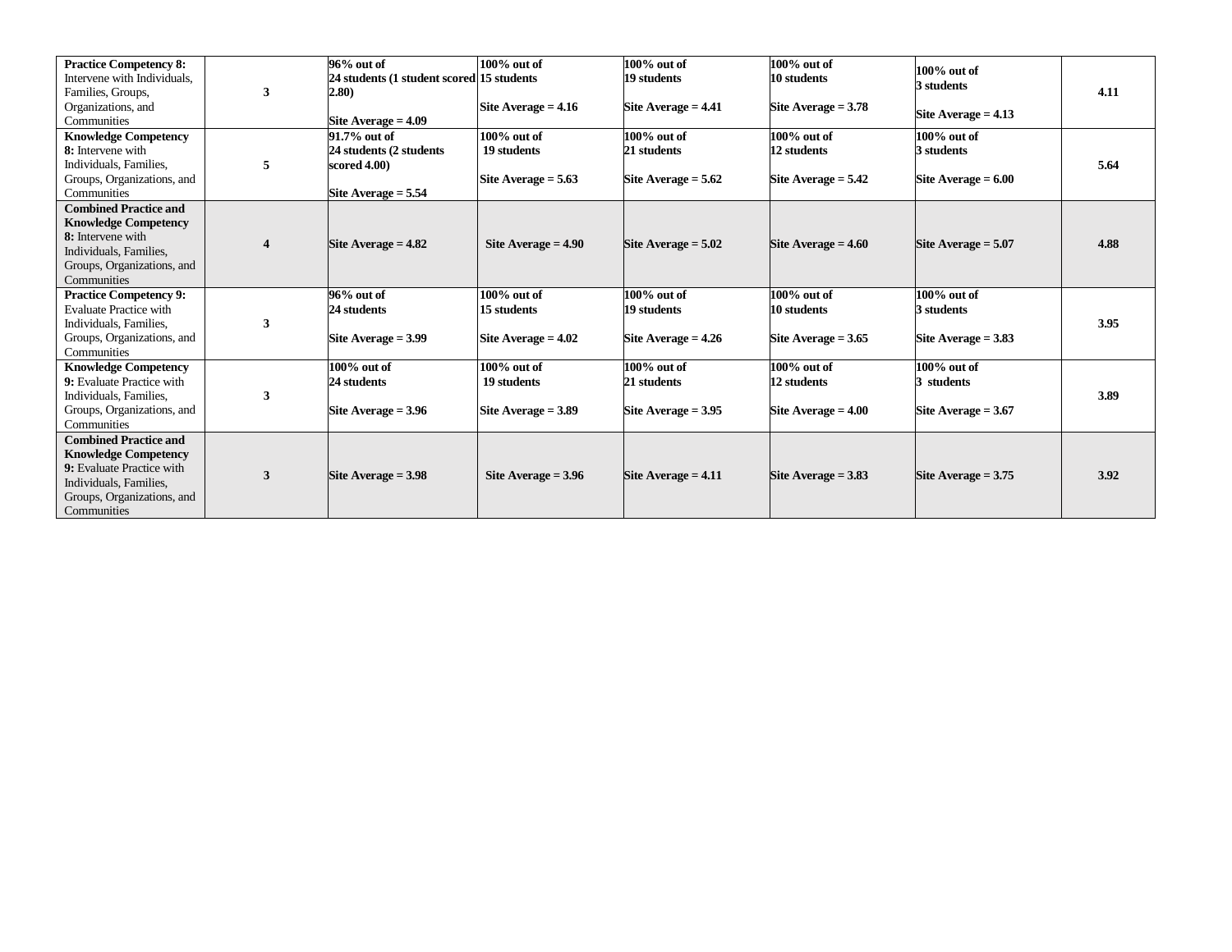| | | | | | | | |
|---|---|---|---|---|---|---|---|
| **Practice Competency 8:** Intervene with Individuals, Families, Groups, Organizations, and Communities | **3** | **96% out of 24 students (1 student scored 2.80)**<br><br>**Site Average = 4.09** | **100% out of 15 students**<br><br>**Site Average = 4.16** | **100% out of 19 students**<br><br>**Site Average = 4.41** | **100% out of 10 students**<br><br>**Site Average = 3.78** | **100% out of 3 students**<br><br>**Site Average = 4.13** | **4.11** |
| **Knowledge Competency 8:** Intervene with Individuals, Families, Groups, Organizations, and Communities | **5** | **91.7% out of 24 students (2 students scored 4.00)**<br><br>**Site Average = 5.54** | **100% out of 19 students**<br><br>**Site Average = 5.63** | **100% out of 21 students**<br><br>**Site Average = 5.62** | **100% out of 12 students**<br><br>**Site Average = 5.42** | **100% out of 3 students**<br><br>**Site Average = 6.00** | **5.64** |
| **Combined Practice and Knowledge Competency 8:** Intervene with Individuals, Families, Groups, Organizations, and Communities | **4** | **Site Average = 4.82** | **Site Average = 4.90** | **Site Average = 5.02** | **Site Average = 4.60** | **Site Average = 5.07** | **4.88** |
| **Practice Competency 9:** Evaluate Practice with Individuals, Families, Groups, Organizations, and Communities | **3** | **96% out of 24 students**<br><br>**Site Average = 3.99** | **100% out of 15 students**<br><br>**Site Average = 4.02** | **100% out of 19 students**<br><br>**Site Average = 4.26** | **100% out of 10 students**<br><br>**Site Average = 3.65** | **100% out of 3 students**<br><br>**Site Average = 3.83** | **3.95** |
| **Knowledge Competency 9:** Evaluate Practice with Individuals, Families, Groups, Organizations, and Communities | **3** | **100% out of 24 students**<br><br>**Site Average = 3.96** | **100% out of 19 students**<br><br>**Site Average = 3.89** | **100% out of 21 students**<br><br>**Site Average = 3.95** | **100% out of 12 students**<br><br>**Site Average = 4.00** | **100% out of 3 students**<br><br>**Site Average = 3.67** | **3.89** |
| **Combined Practice and Knowledge Competency 9:** Evaluate Practice with Individuals, Families, Groups, Organizations, and Communities | **3** | **Site Average = 3.98** | **Site Average = 3.96** | **Site Average = 4.11** | **Site Average = 3.83** | **Site Average = 3.75** | **3.92** |